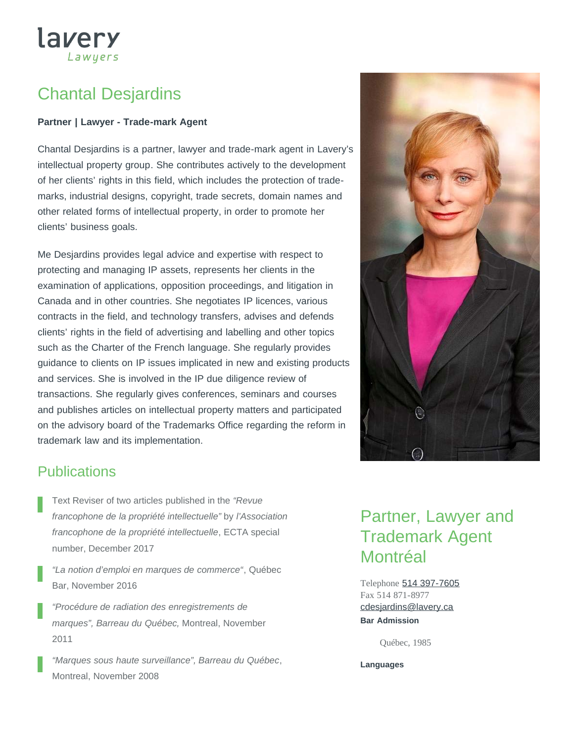lavery
Lawyers

# Chantal Desjardins

**Partner | Lawyer - Trade-mark Agent**

Chantal Desjardins is a partner, lawyer and trade-mark agent in Lavery's intellectual property group. She contributes actively to the development of her clients' rights in this field, which includes the protection of trade-marks, industrial designs, copyright, trade secrets, domain names and other related forms of intellectual property, in order to promote her clients' business goals.

Me Desjardins provides legal advice and expertise with respect to protecting and managing IP assets, represents her clients in the examination of applications, opposition proceedings, and litigation in Canada and in other countries. She negotiates IP licences, various contracts in the field, and technology transfers, advises and defends clients' rights in the field of advertising and labelling and other topics such as the Charter of the French language. She regularly provides guidance to clients on IP issues implicated in new and existing products and services. She is involved in the IP due diligence review of transactions. She regularly gives conferences, seminars and courses and publishes articles on intellectual property matters and participated on the advisory board of the Trademarks Office regarding the reform in trademark law and its implementation.

## Publications

- Text Reviser of two articles published in the *"Revue francophone de la propriété intellectuelle"* by *l'Association francophone de la propriété intellectuelle*, ECTA special number, December 2017
- *"La notion d'emploi en marques de commerce"*, Québec Bar, November 2016
- *"Procédure de radiation des enregistrements de marques", Barreau du Québec,* Montreal, November 2011
- *"Marques sous haute surveillance", Barreau du Québec*, Montreal, November 2008

## Partner, Lawyer and Trademark Agent Montréal

Telephone 514 397-7605
Fax 514 871-8977
cdesjardins@lavery.ca

**Bar Admission**

Québec, 1985

**Languages**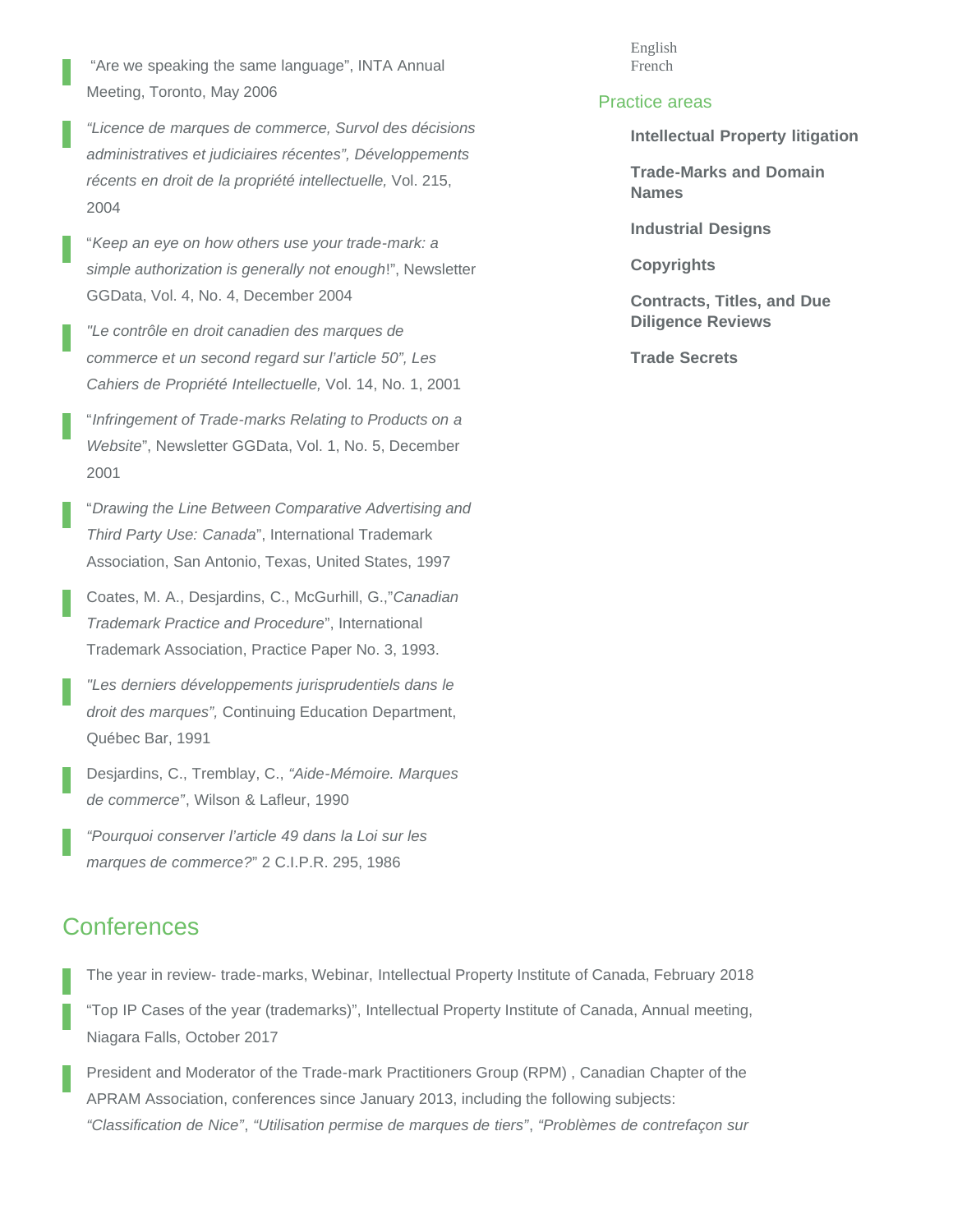- "Are we speaking the same language", INTA Annual Meeting, Toronto, May 2006
- *"Licence de marques de commerce, Survol des décisions administratives et judiciaires récentes", Développements récents en droit de la propriété intellectuelle,* Vol. 215, 2004
- "*Keep an eye on how others use your trade-mark: a simple authorization is generally not enough*!", Newsletter GGData, Vol. 4, No. 4, December 2004
- *"Le contrôle en droit canadien des marques de commerce et un second regard sur l'article 50", Les Cahiers de Propriété Intellectuelle,* Vol. 14, No. 1, 2001
- "*Infringement of Trade-marks Relating to Products on a Website*", Newsletter GGData, Vol. 1, No. 5, December 2001
- "*Drawing the Line Between Comparative Advertising and Third Party Use: Canada*", International Trademark Association, San Antonio, Texas, United States, 1997
- Coates, M. A., Desjardins, C., McGurhill, G.,"*Canadian Trademark Practice and Procedure*", International Trademark Association, Practice Paper No. 3, 1993.
- *"Les derniers développements jurisprudentiels dans le droit des marques",* Continuing Education Department, Québec Bar, 1991
- Desjardins, C., Tremblay, C., *"Aide-Mémoire. Marques de commerce"*, Wilson & Lafleur, 1990
- *"Pourquoi conserver l'article 49 dans la Loi sur les marques de commerce?"* 2 C.I.P.R. 295, 1986

English
French

## Practice areas

**Intellectual Property litigation**

**Trade-Marks and Domain Names**

**Industrial Designs**

**Copyrights**

**Contracts, Titles, and Due Diligence Reviews**

**Trade Secrets**

## Conferences

- The year in review- trade-marks, Webinar, Intellectual Property Institute of Canada, February 2018
- "Top IP Cases of the year (trademarks)", Intellectual Property Institute of Canada, Annual meeting, Niagara Falls, October 2017
- President and Moderator of the Trade-mark Practitioners Group (RPM) , Canadian Chapter of the APRAM Association, conferences since January 2013, including the following subjects: *"Classification de Nice"*, *"Utilisation permise de marques de tiers"*, *"Problèmes de contrefaçon sur*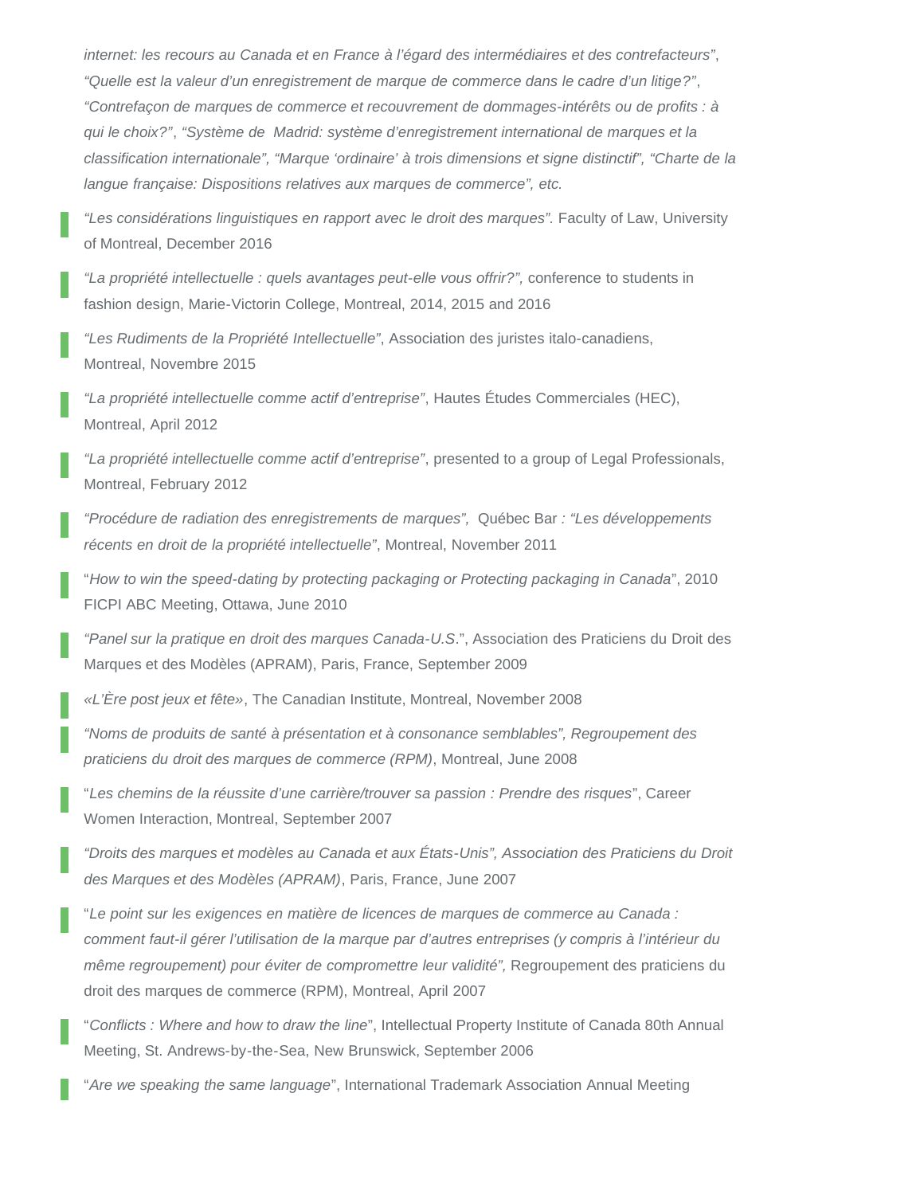*internet: les recours au Canada et en France à l'égard des intermédiaires et des contrefacteurs"*, *"Quelle est la valeur d'un enregistrement de marque de commerce dans le cadre d'un litige?"*, *"Contrefaçon de marques de commerce et recouvrement de dommages-intérêts ou de profits : à qui le choix?"*, *"Système de Madrid: système d'enregistrement international de marques et la classification internationale", "Marque 'ordinaire' à trois dimensions et signe distinctif", "Charte de la langue française: Dispositions relatives aux marques de commerce", etc.*

- *"Les considérations linguistiques en rapport avec le droit des marques".* Faculty of Law, University of Montreal, December 2016
- *"La propriété intellectuelle : quels avantages peut-elle vous offrir?",* conference to students in fashion design, Marie-Victorin College, Montreal, 2014, 2015 and 2016
- *"Les Rudiments de la Propriété Intellectuelle"*, Association des juristes italo-canadiens, Montreal, Novembre 2015
- *"La propriété intellectuelle comme actif d'entreprise"*, Hautes Études Commerciales (HEC), Montreal, April 2012
- *"La propriété intellectuelle comme actif d'entreprise"*, presented to a group of Legal Professionals, Montreal, February 2012
- *"Procédure de radiation des enregistrements de marques",* Québec Bar *: "Les développements récents en droit de la propriété intellectuelle"*, Montreal, November 2011
- "*How to win the speed-dating by protecting packaging or Protecting packaging in Canada*", 2010 FICPI ABC Meeting, Ottawa, June 2010
- *"Panel sur la pratique en droit des marques Canada-U.S.*", Association des Praticiens du Droit des Marques et des Modèles (APRAM), Paris, France, September 2009
- *«L'Ère post jeux et fête»*, The Canadian Institute, Montreal, November 2008
- *"Noms de produits de santé à présentation et à consonance semblables", Regroupement des praticiens du droit des marques de commerce (RPM)*, Montreal, June 2008
- "*Les chemins de la réussite d'une carrière/trouver sa passion : Prendre des risques*", Career Women Interaction, Montreal, September 2007
- *"Droits des marques et modèles au Canada et aux États-Unis", Association des Praticiens du Droit des Marques et des Modèles (APRAM)*, Paris, France, June 2007
- "*Le point sur les exigences en matière de licences de marques de commerce au Canada : comment faut-il gérer l'utilisation de la marque par d'autres entreprises (y compris à l'intérieur du même regroupement) pour éviter de compromettre leur validité",* Regroupement des praticiens du droit des marques de commerce (RPM), Montreal, April 2007
- "*Conflicts : Where and how to draw the line*", Intellectual Property Institute of Canada 80th Annual Meeting, St. Andrews-by-the-Sea, New Brunswick, September 2006
- "*Are we speaking the same language*", International Trademark Association Annual Meeting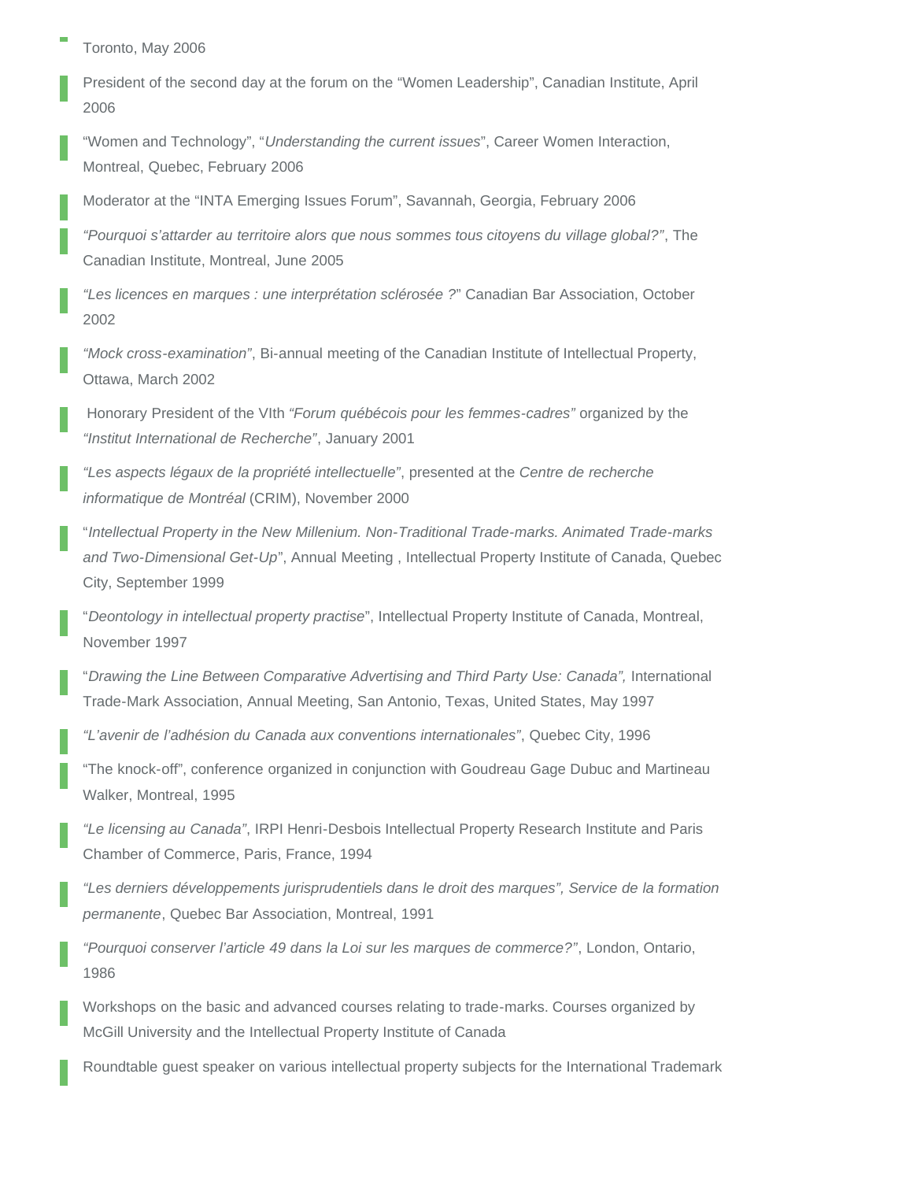- Toronto, May 2006
- President of the second day at the forum on the "Women Leadership", Canadian Institute, April 2006
- "Women and Technology", "*Understanding the current issues*", Career Women Interaction, Montreal, Quebec, February 2006
- Moderator at the "INTA Emerging Issues Forum", Savannah, Georgia, February 2006
- *"Pourquoi s'attarder au territoire alors que nous sommes tous citoyens du village global?"*, The Canadian Institute, Montreal, June 2005
- *"Les licences en marques : une interprétation sclérosée ?"* Canadian Bar Association, October 2002
- *"Mock cross-examination"*, Bi-annual meeting of the Canadian Institute of Intellectual Property, Ottawa, March 2002
- Honorary President of the VIth *"Forum québécois pour les femmes-cadres"* organized by the *"Institut International de Recherche"*, January 2001
- *"Les aspects légaux de la propriété intellectuelle"*, presented at the *Centre de recherche informatique de Montréal* (CRIM), November 2000
- "*Intellectual Property in the New Millenium. Non-Traditional Trade-marks. Animated Trade-marks and Two-Dimensional Get-Up*", Annual Meeting , Intellectual Property Institute of Canada, Quebec City, September 1999
- "*Deontology in intellectual property practise*", Intellectual Property Institute of Canada, Montreal, November 1997
- "*Drawing the Line Between Comparative Advertising and Third Party Use: Canada",* International Trade-Mark Association, Annual Meeting, San Antonio, Texas, United States, May 1997
- *"L'avenir de l'adhésion du Canada aux conventions internationales"*, Quebec City, 1996
- "The knock-off", conference organized in conjunction with Goudreau Gage Dubuc and Martineau Walker, Montreal, 1995
- *"Le licensing au Canada"*, IRPI Henri-Desbois Intellectual Property Research Institute and Paris Chamber of Commerce, Paris, France, 1994
- *"Les derniers développements jurisprudentiels dans le droit des marques", Service de la formation permanente*, Quebec Bar Association, Montreal, 1991
- *"Pourquoi conserver l'article 49 dans la Loi sur les marques de commerce?"*, London, Ontario, 1986
- Workshops on the basic and advanced courses relating to trade-marks. Courses organized by McGill University and the Intellectual Property Institute of Canada
- Roundtable guest speaker on various intellectual property subjects for the International Trademark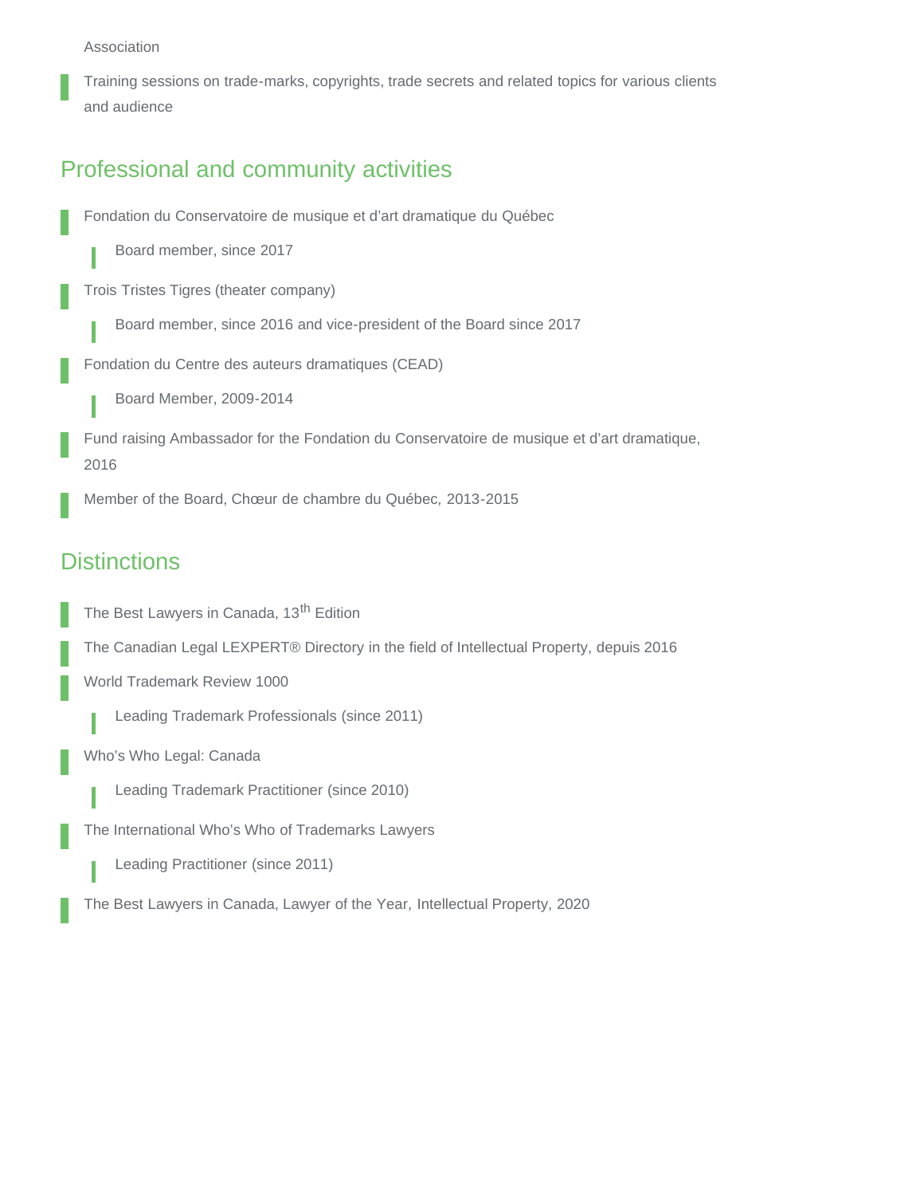Association

- Training sessions on trade-marks, copyrights, trade secrets and related topics for various clients and audience

## Professional and community activities

- Fondation du Conservatoire de musique et d'art dramatique du Québec
  - Board member, since 2017
- Trois Tristes Tigres (theater company)
  - Board member, since 2016 and vice-president of the Board since 2017
- Fondation du Centre des auteurs dramatiques (CEAD)
  - Board Member, 2009-2014
- Fund raising Ambassador for the Fondation du Conservatoire de musique et d'art dramatique, 2016
- Member of the Board, Chœur de chambre du Québec, 2013-2015

## Distinctions

- The Best Lawyers in Canada, 13th Edition
- The Canadian Legal LEXPERT® Directory in the field of Intellectual Property, depuis 2016
- World Trademark Review 1000
  - Leading Trademark Professionals (since 2011)
- Who's Who Legal: Canada
  - Leading Trademark Practitioner (since 2010)
- The International Who's Who of Trademarks Lawyers
  - Leading Practitioner (since 2011)
- The Best Lawyers in Canada, Lawyer of the Year, Intellectual Property, 2020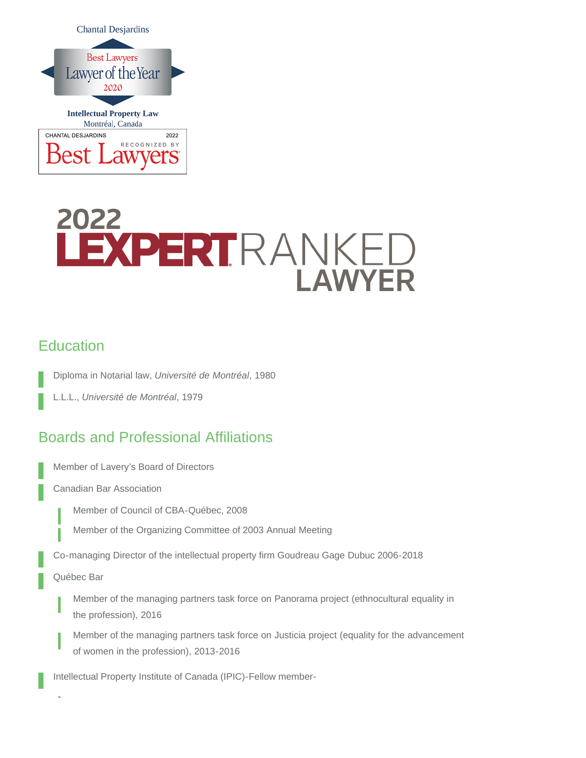Chantal Desjardins

Best Lawyers
Lawyer of the Year
2020

**Intellectual Property Law**
Montréal, Canada

CHANTAL DESJARDINS 2022
RECOGNIZED BY
Best Lawyers

2022
LEXPERT RANKED
LAWYER

## Education

- Diploma in Notarial law, *Université de Montréal*, 1980
- L.L.L., *Université de Montréal*, 1979

## Boards and Professional Affiliations

- Member of Lavery's Board of Directors
- Canadian Bar Association
  - Member of Council of CBA-Québec, 2008
  - Member of the Organizing Committee of 2003 Annual Meeting
- Co-managing Director of the intellectual property firm Goudreau Gage Dubuc 2006-2018
- Québec Bar
  - Member of the managing partners task force on Panorama project (ethnocultural equality in the profession), 2016
  - Member of the managing partners task force on Justicia project (equality for the advancement of women in the profession), 2013-2016
- Intellectual Property Institute of Canada (IPIC)-Fellow member-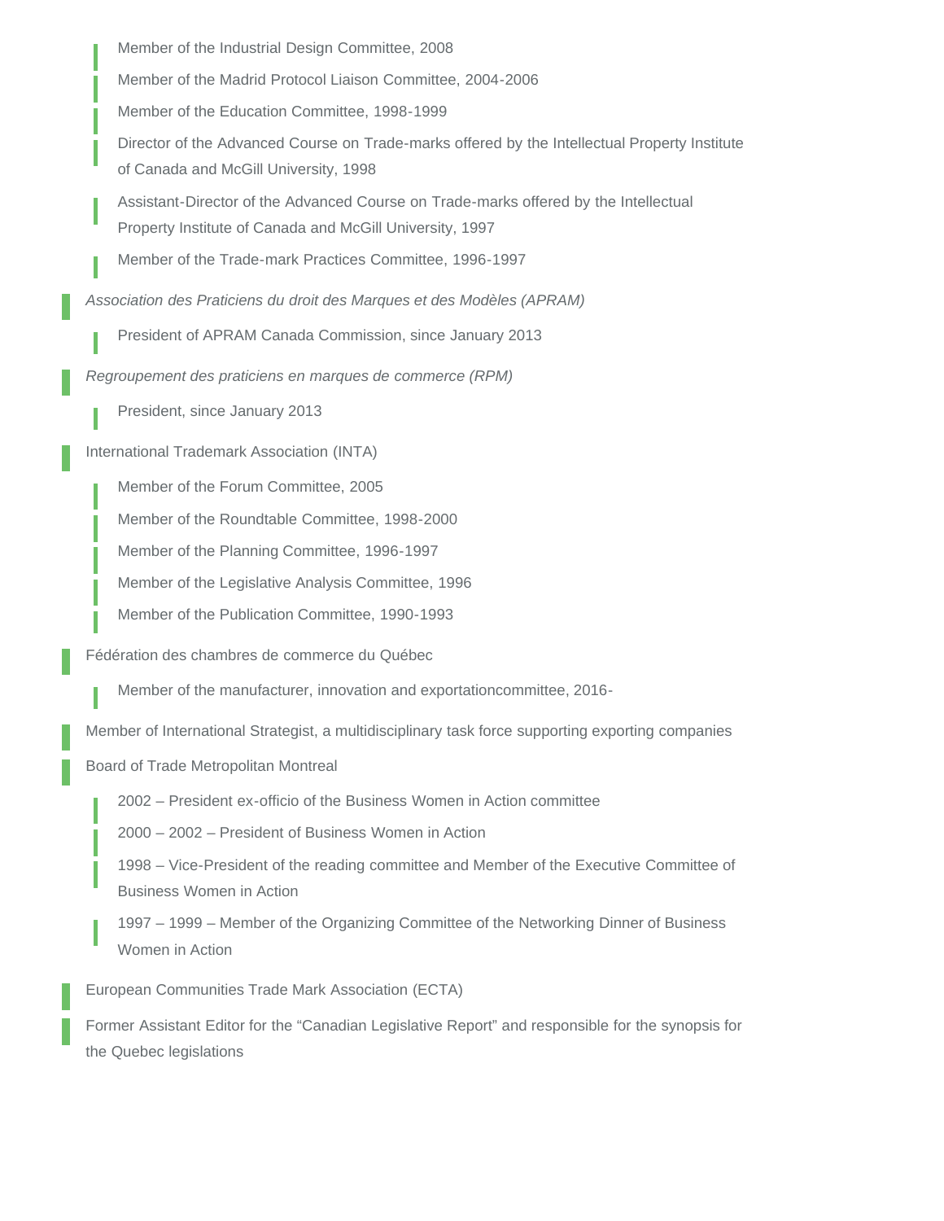- Member of the Industrial Design Committee, 2008
- Member of the Madrid Protocol Liaison Committee, 2004-2006
- Member of the Education Committee, 1998-1999
- Director of the Advanced Course on Trade-marks offered by the Intellectual Property Institute of Canada and McGill University, 1998
- Assistant-Director of the Advanced Course on Trade-marks offered by the Intellectual Property Institute of Canada and McGill University, 1997
- Member of the Trade-mark Practices Committee, 1996-1997

- *Association des Praticiens du droit des Marques et des Modèles (APRAM)*
  - President of APRAM Canada Commission, since January 2013
- *Regroupement des praticiens en marques de commerce (RPM)*
  - President, since January 2013
- International Trademark Association (INTA)
  - Member of the Forum Committee, 2005
  - Member of the Roundtable Committee, 1998-2000
  - Member of the Planning Committee, 1996-1997
  - Member of the Legislative Analysis Committee, 1996
  - Member of the Publication Committee, 1990-1993
- Fédération des chambres de commerce du Québec
  - Member of the manufacturer, innovation and exportationcommittee, 2016-
- Member of International Strategist, a multidisciplinary task force supporting exporting companies
- Board of Trade Metropolitan Montreal
  - 2002 – President ex-officio of the Business Women in Action committee
  - 2000 – 2002 – President of Business Women in Action
  - 1998 – Vice-President of the reading committee and Member of the Executive Committee of Business Women in Action
  - 1997 – 1999 – Member of the Organizing Committee of the Networking Dinner of Business Women in Action
- European Communities Trade Mark Association (ECTA)
- Former Assistant Editor for the “Canadian Legislative Report” and responsible for the synopsis for the Quebec legislations